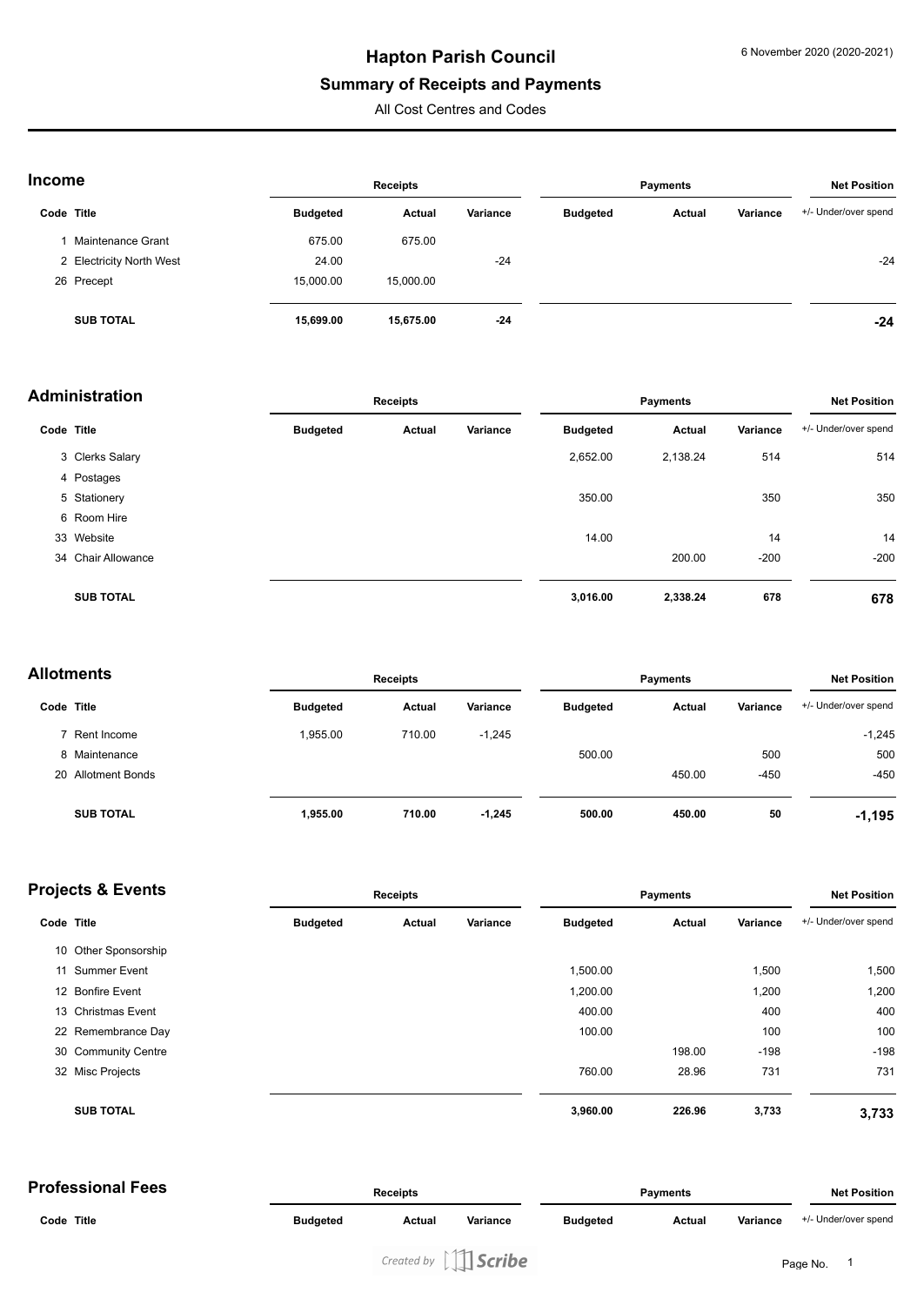# Hapton Parish Council

## Summary of Receipts and Payments

All Cost Centres and Codes

6 November 2020 (2020-2021)

### Income

| Code | Title | Receipts | | | Payments | | | Net Position |
|---|---|---|---|---|---|---|---|---|
| | | Budgeted | Actual | Variance | Budgeted | Actual | Variance | +/- Under/over spend |
| 1 | Maintenance Grant | 675.00 | 675.00 | | | | | |
| 2 | Electricity North West | 24.00 | | -24 | | | | -24 |
| 26 | Precept | 15,000.00 | 15,000.00 | | | | | |
| | **SUB TOTAL** | **15,699.00** | **15,675.00** | **-24** | | | | **-24** |

### Administration

| Code | Title | Receipts | | | Payments | | | Net Position |
|---|---|---|---|---|---|---|---|---|
| | | Budgeted | Actual | Variance | Budgeted | Actual | Variance | +/- Under/over spend |
| 3 | Clerks Salary | | | | 2,652.00 | 2,138.24 | 514 | 514 |
| 4 | Postages | | | | | | | |
| 5 | Stationery | | | | 350.00 | | 350 | 350 |
| 6 | Room Hire | | | | | | | |
| 33 | Website | | | | 14.00 | | 14 | 14 |
| 34 | Chair Allowance | | | | | 200.00 | -200 | -200 |
| | **SUB TOTAL** | | | | **3,016.00** | **2,338.24** | **678** | **678** |

### Allotments

| Code | Title | Receipts | | | Payments | | | Net Position |
|---|---|---|---|---|---|---|---|---|
| | | Budgeted | Actual | Variance | Budgeted | Actual | Variance | +/- Under/over spend |
| 7 | Rent Income | 1,955.00 | 710.00 | -1,245 | | | | -1,245 |
| 8 | Maintenance | | | | 500.00 | | 500 | 500 |
| 20 | Allotment Bonds | | | | | 450.00 | -450 | -450 |
| | **SUB TOTAL** | **1,955.00** | **710.00** | **-1,245** | **500.00** | **450.00** | **50** | **-1,195** |

### Projects & Events

| Code | Title | Receipts | | | Payments | | | Net Position |
|---|---|---|---|---|---|---|---|---|
| | | Budgeted | Actual | Variance | Budgeted | Actual | Variance | +/- Under/over spend |
| 10 | Other Sponsorship | | | | | | | |
| 11 | Summer Event | | | | 1,500.00 | | 1,500 | 1,500 |
| 12 | Bonfire Event | | | | 1,200.00 | | 1,200 | 1,200 |
| 13 | Christmas Event | | | | 400.00 | | 400 | 400 |
| 22 | Remembrance Day | | | | 100.00 | | 100 | 100 |
| 30 | Community Centre | | | | | 198.00 | -198 | -198 |
| 32 | Misc Projects | | | | 760.00 | 28.96 | 731 | 731 |
| | **SUB TOTAL** | | | | **3,960.00** | **226.96** | **3,733** | **3,733** |

### Professional Fees

| Code | Title | Receipts | | | Payments | | | Net Position |
|---|---|---|---|---|---|---|---|---|
| | | Budgeted | Actual | Variance | Budgeted | Actual | Variance | +/- Under/over spend |

*Created by Scribe*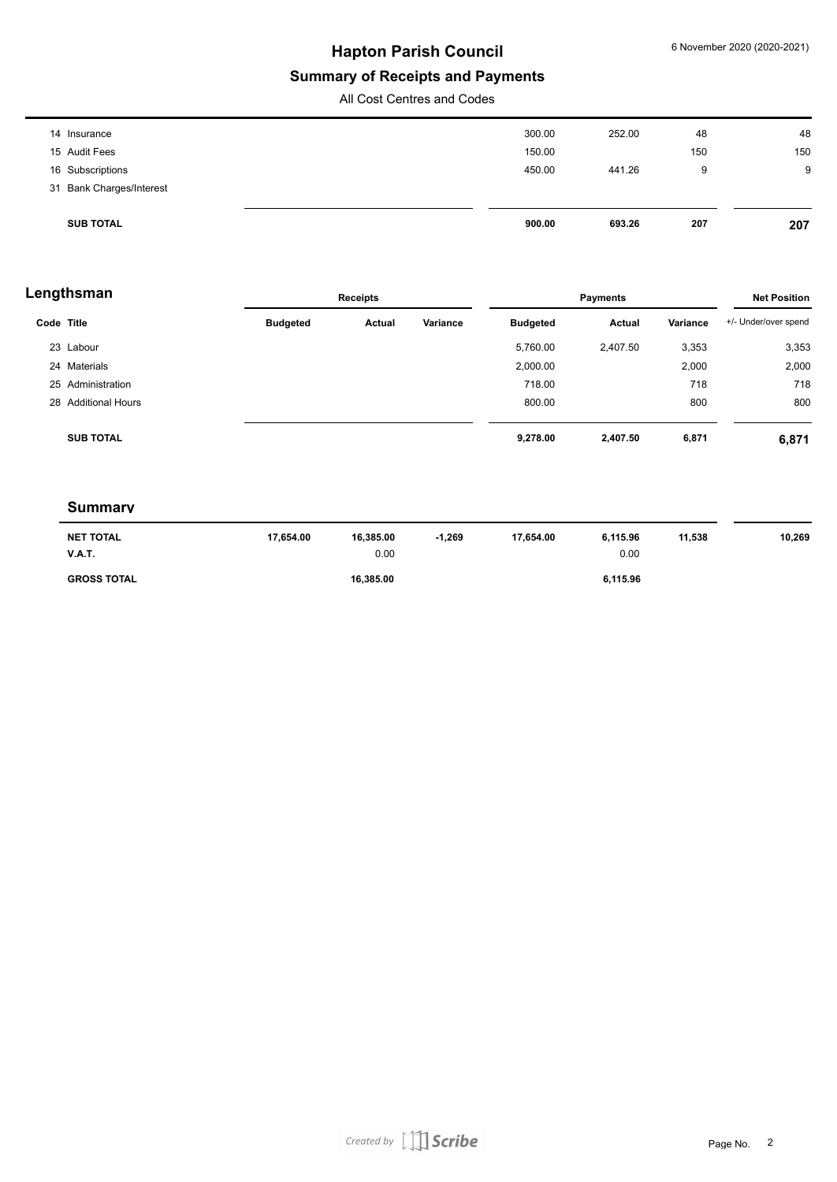# Hapton Parish Council

## Summary of Receipts and Payments

All Cost Centres and Codes

| Code | Title | Receipts Budgeted | Receipts Actual | Receipts Variance | Payments Budgeted | Payments Actual | Payments Variance | Net Position +/- Under/over spend |
|---|---|---|---|---|---|---|---|---|
| 14 | Insurance | | | | 300.00 | 252.00 | 48 | 48 |
| 15 | Audit Fees | | | | 150.00 | | 150 | 150 |
| 16 | Subscriptions | | | | 450.00 | 441.26 | 9 | 9 |
| 31 | Bank Charges/Interest | | | | | | | |
| | **SUB TOTAL** | | | | **900.00** | **693.26** | **207** | **207** |

### Lengthsman

| | | Receipts | | | Payments | | | Net Position |
|---|---|---|---|---|---|---|---|---|
| **Code** | **Title** | **Budgeted** | **Actual** | **Variance** | **Budgeted** | **Actual** | **Variance** | +/- Under/over spend |
| 23 | Labour | | | | 5,760.00 | 2,407.50 | 3,353 | 3,353 |
| 24 | Materials | | | | 2,000.00 | | 2,000 | 2,000 |
| 25 | Administration | | | | 718.00 | | 718 | 718 |
| 28 | Additional Hours | | | | 800.00 | | 800 | 800 |
| | **SUB TOTAL** | | | | **9,278.00** | **2,407.50** | **6,871** | **6,871** |

### Summary

| | Receipts Budgeted | Receipts Actual | Receipts Variance | Payments Budgeted | Payments Actual | Payments Variance | Net Position |
|---|---|---|---|---|---|---|---|
| **NET TOTAL** | **17,654.00** | **16,385.00** | **-1,269** | **17,654.00** | **6,115.96** | **11,538** | **10,269** |
| **V.A.T.** | | 0.00 | | | 0.00 | | |
| **GROSS TOTAL** | | **16,385.00** | | | **6,115.96** | | |

*Created by Scribe*